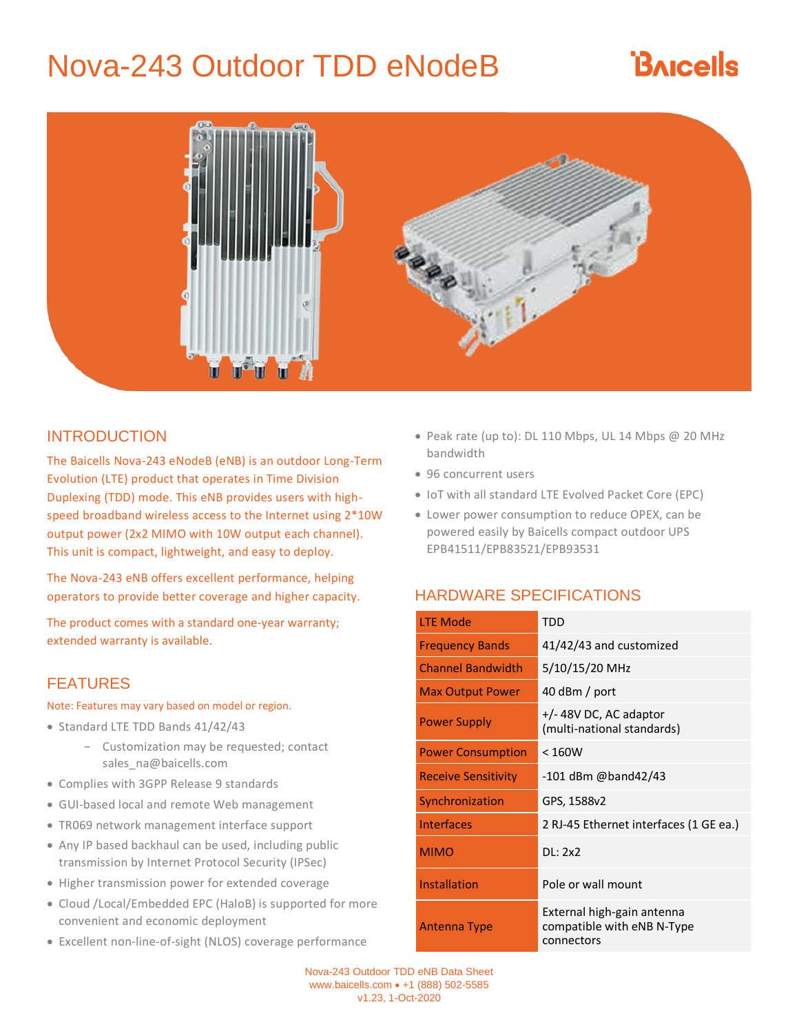# Nova-243 Outdoor TDD eNodeB

## INTRODUCTION

The Baicells Nova-243 eNodeB (eNB) is an outdoor Long-Term Evolution (LTE) product that operates in Time Division Duplexing (TDD) mode. This eNB provides users with high-speed broadband wireless access to the Internet using 2*10W output power (2x2 MIMO with 10W output each channel). This unit is compact, lightweight, and easy to deploy.

The Nova-243 eNB offers excellent performance, helping operators to provide better coverage and higher capacity.

The product comes with a standard one-year warranty; extended warranty is available.

## FEATURES

Note: Features may vary based on model or region.

- Standard LTE TDD Bands 41/42/43
  - Customization may be requested; contact sales_na@baicells.com
- Complies with 3GPP Release 9 standards
- GUI-based local and remote Web management
- TR069 network management interface support
- Any IP based backhaul can be used, including public transmission by Internet Protocol Security (IPSec)
- Higher transmission power for extended coverage
- Cloud /Local/Embedded EPC (HaloB) is supported for more convenient and economic deployment
- Excellent non-line-of-sight (NLOS) coverage performance
- Peak rate (up to): DL 110 Mbps, UL 14 Mbps @ 20 MHz bandwidth
- 96 concurrent users
- IoT with all standard LTE Evolved Packet Core (EPC)
- Lower power consumption to reduce OPEX, can be powered easily by Baicells compact outdoor UPS EPB41511/EPB83521/EPB93531

## HARDWARE SPECIFICATIONS

| | |
|---|---|
| LTE Mode | TDD |
| Frequency Bands | 41/42/43 and customized |
| Channel Bandwidth | 5/10/15/20 MHz |
| Max Output Power | 40 dBm / port |
| Power Supply | +/- 48V DC, AC adaptor (multi-national standards) |
| Power Consumption | < 160W |
| Receive Sensitivity | -101 dBm @band42/43 |
| Synchronization | GPS, 1588v2 |
| Interfaces | 2 RJ-45 Ethernet interfaces (1 GE ea.) |
| MIMO | DL: 2x2 |
| Installation | Pole or wall mount |
| Antenna Type | External high-gain antenna compatible with eNB N-Type connectors |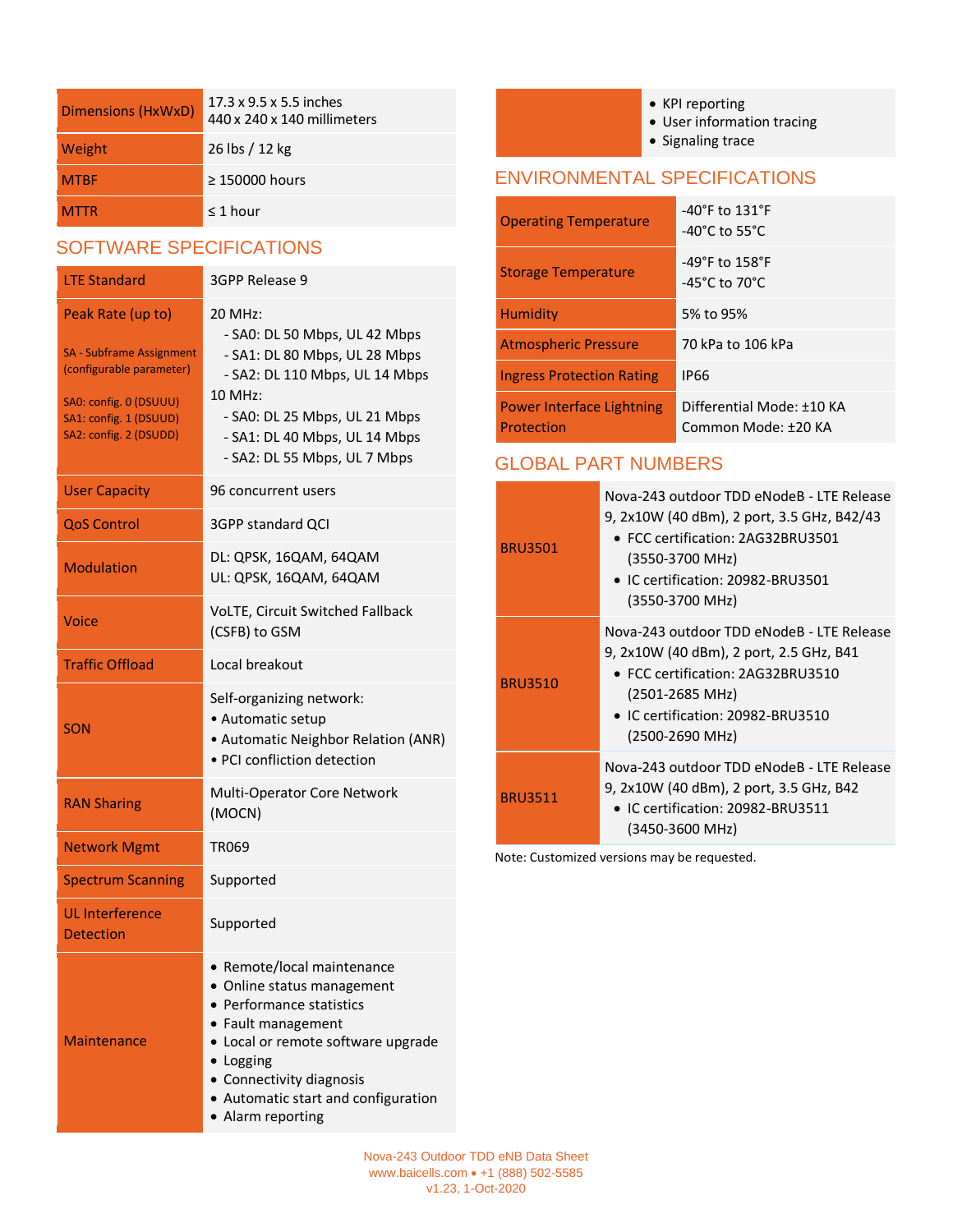| | |
|---|---|
| Dimensions (HxWxD) | 17.3 x 9.5 x 5.5 inches<br>440 x 240 x 140 millimeters |
| Weight | 26 lbs / 12 kg |
| MTBF | ≥ 150000 hours |
| MTTR | ≤ 1 hour |

## SOFTWARE SPECIFICATIONS

| | |
|---|---|
| LTE Standard | 3GPP Release 9 |
| Peak Rate (up to)<br><br>SA - Subframe Assignment (configurable parameter)<br><br>SA0: config. 0 (DSUUU)<br>SA1: config. 1 (DSUUD)<br>SA2: config. 2 (DSUDD) | 20 MHz:<br>- SA0: DL 50 Mbps, UL 42 Mbps<br>- SA1: DL 80 Mbps, UL 28 Mbps<br>- SA2: DL 110 Mbps, UL 14 Mbps<br>10 MHz:<br>- SA0: DL 25 Mbps, UL 21 Mbps<br>- SA1: DL 40 Mbps, UL 14 Mbps<br>- SA2: DL 55 Mbps, UL 7 Mbps |
| User Capacity | 96 concurrent users |
| QoS Control | 3GPP standard QCI |
| Modulation | DL: QPSK, 16QAM, 64QAM<br>UL: QPSK, 16QAM, 64QAM |
| Voice | VoLTE, Circuit Switched Fallback (CSFB) to GSM |
| Traffic Offload | Local breakout |
| SON | Self-organizing network:<br>• Automatic setup<br>• Automatic Neighbor Relation (ANR)<br>• PCI confliction detection |
| RAN Sharing | Multi-Operator Core Network (MOCN) |
| Network Mgmt | TR069 |
| Spectrum Scanning | Supported |
| UL Interference Detection | Supported |
| Maintenance | • Remote/local maintenance<br>• Online status management<br>• Performance statistics<br>• Fault management<br>• Local or remote software upgrade<br>• Logging<br>• Connectivity diagnosis<br>• Automatic start and configuration<br>• Alarm reporting<br>• KPI reporting<br>• User information tracing<br>• Signaling trace |

## ENVIRONMENTAL SPECIFICATIONS

| | |
|---|---|
| Operating Temperature | -40°F to 131°F<br>-40°C to 55°C |
| Storage Temperature | -49°F to 158°F<br>-45°C to 70°C |
| Humidity | 5% to 95% |
| Atmospheric Pressure | 70 kPa to 106 kPa |
| Ingress Protection Rating | IP66 |
| Power Interface Lightning Protection | Differential Mode: ±10 KA<br>Common Mode: ±20 KA |

## GLOBAL PART NUMBERS

| | |
|---|---|
| BRU3501 | Nova-243 outdoor TDD eNodeB - LTE Release 9, 2x10W (40 dBm), 2 port, 3.5 GHz, B42/43<br>• FCC certification: 2AG32BRU3501 (3550-3700 MHz)<br>• IC certification: 20982-BRU3501 (3550-3700 MHz) |
| BRU3510 | Nova-243 outdoor TDD eNodeB - LTE Release 9, 2x10W (40 dBm), 2 port, 2.5 GHz, B41<br>• FCC certification: 2AG32BRU3510 (2501-2685 MHz)<br>• IC certification: 20982-BRU3510 (2500-2690 MHz) |
| BRU3511 | Nova-243 outdoor TDD eNodeB - LTE Release 9, 2x10W (40 dBm), 2 port, 3.5 GHz, B42<br>• IC certification: 20982-BRU3511 (3450-3600 MHz) |

Note: Customized versions may be requested.